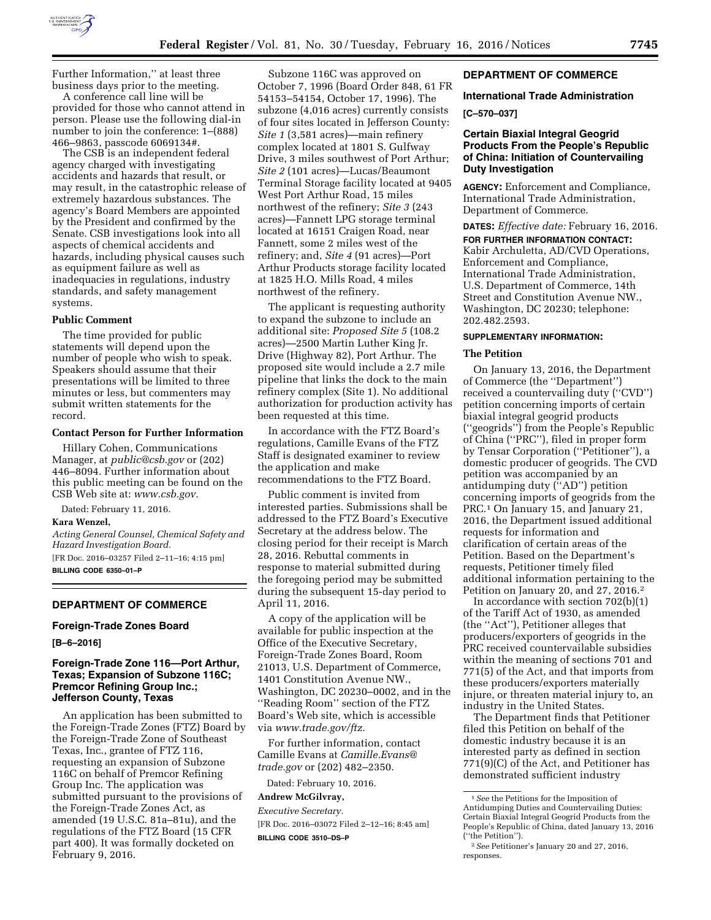Further Information,'' at least three business days prior to the meeting.

A conference call line will be provided for those who cannot attend in person. Please use the following dial-in number to join the conference: 1–(888) 466–9863, passcode 6069134#.

The CSB is an independent federal agency charged with investigating accidents and hazards that result, or may result, in the catastrophic release of extremely hazardous substances. The agency's Board Members are appointed by the President and confirmed by the Senate. CSB investigations look into all aspects of chemical accidents and hazards, including physical causes such as equipment failure as well as inadequacies in regulations, industry standards, and safety management systems.

### Public Comment

The time provided for public statements will depend upon the number of people who wish to speak. Speakers should assume that their presentations will be limited to three minutes or less, but commenters may submit written statements for the record.

### Contact Person for Further Information

Hillary Cohen, Communications Manager, at *public@csb.gov* or (202) 446–8094. Further information about this public meeting can be found on the CSB Web site at: *www.csb.gov.*

Dated: February 11, 2016.

**Kara Wenzel,**

*Acting General Counsel, Chemical Safety and Hazard Investigation Board.*

[FR Doc. 2016–03257 Filed 2–11–16; 4:15 pm]

**BILLING CODE 6350–01–P**

## DEPARTMENT OF COMMERCE

### Foreign-Trade Zones Board

**[B–6–2016]**

### Foreign-Trade Zone 116—Port Arthur, Texas; Expansion of Subzone 116C; Premcor Refining Group Inc.; Jefferson County, Texas

An application has been submitted to the Foreign-Trade Zones (FTZ) Board by the Foreign-Trade Zone of Southeast Texas, Inc., grantee of FTZ 116, requesting an expansion of Subzone 116C on behalf of Premcor Refining Group Inc. The application was submitted pursuant to the provisions of the Foreign-Trade Zones Act, as amended (19 U.S.C. 81a–81u), and the regulations of the FTZ Board (15 CFR part 400). It was formally docketed on February 9, 2016.

Subzone 116C was approved on October 7, 1996 (Board Order 848, 61 FR 54153–54154, October 17, 1996). The subzone (4,016 acres) currently consists of four sites located in Jefferson County: *Site 1* (3,581 acres)—main refinery complex located at 1801 S. Gulfway Drive, 3 miles southwest of Port Arthur; *Site 2* (101 acres)—Lucas/Beaumont Terminal Storage facility located at 9405 West Port Arthur Road, 15 miles northwest of the refinery; *Site 3* (243 acres)—Fannett LPG storage terminal located at 16151 Craigen Road, near Fannett, some 2 miles west of the refinery; and, *Site 4* (91 acres)—Port Arthur Products storage facility located at 1825 H.O. Mills Road, 4 miles northwest of the refinery.

The applicant is requesting authority to expand the subzone to include an additional site: *Proposed Site 5* (108.2 acres)—2500 Martin Luther King Jr. Drive (Highway 82), Port Arthur. The proposed site would include a 2.7 mile pipeline that links the dock to the main refinery complex (Site 1). No additional authorization for production activity has been requested at this time.

In accordance with the FTZ Board's regulations, Camille Evans of the FTZ Staff is designated examiner to review the application and make recommendations to the FTZ Board.

Public comment is invited from interested parties. Submissions shall be addressed to the FTZ Board's Executive Secretary at the address below. The closing period for their receipt is March 28, 2016. Rebuttal comments in response to material submitted during the foregoing period may be submitted during the subsequent 15-day period to April 11, 2016.

A copy of the application will be available for public inspection at the Office of the Executive Secretary, Foreign-Trade Zones Board, Room 21013, U.S. Department of Commerce, 1401 Constitution Avenue NW., Washington, DC 20230–0002, and in the ''Reading Room'' section of the FTZ Board's Web site, which is accessible via *www.trade.gov/ftz.*

For further information, contact Camille Evans at *Camille.Evans@trade.gov* or (202) 482–2350.

Dated: February 10, 2016.

**Andrew McGilvray,**

*Executive Secretary.*

[FR Doc. 2016–03072 Filed 2–12–16; 8:45 am]

**BILLING CODE 3510–DS–P**

## DEPARTMENT OF COMMERCE

### International Trade Administration

**[C–570–037]**

### Certain Biaxial Integral Geogrid Products From the People's Republic of China: Initiation of Countervailing Duty Investigation

**AGENCY:** Enforcement and Compliance, International Trade Administration, Department of Commerce.

**DATES:** *Effective date:* February 16, 2016.

**FOR FURTHER INFORMATION CONTACT:** Kabir Archuletta, AD/CVD Operations, Enforcement and Compliance, International Trade Administration, U.S. Department of Commerce, 14th Street and Constitution Avenue NW., Washington, DC 20230; telephone: 202.482.2593.

**SUPPLEMENTARY INFORMATION:**

### The Petition

On January 13, 2016, the Department of Commerce (the ''Department'') received a countervailing duty (''CVD'') petition concerning imports of certain biaxial integral geogrid products (''geogrids'') from the People's Republic of China (''PRC''), filed in proper form by Tensar Corporation (''Petitioner''), a domestic producer of geogrids. The CVD petition was accompanied by an antidumping duty (''AD'') petition concerning imports of geogrids from the PRC.[1] On January 15, and January 21, 2016, the Department issued additional requests for information and clarification of certain areas of the Petition. Based on the Department's requests, Petitioner timely filed additional information pertaining to the Petition on January 20, and 27, 2016.[2]

In accordance with section 702(b)(1) of the Tariff Act of 1930, as amended (the ''Act''), Petitioner alleges that producers/exporters of geogrids in the PRC received countervailable subsidies within the meaning of sections 701 and 771(5) of the Act, and that imports from these producers/exporters materially injure, or threaten material injury to, an industry in the United States.

The Department finds that Petitioner filed this Petition on behalf of the domestic industry because it is an interested party as defined in section 771(9)(C) of the Act, and Petitioner has demonstrated sufficient industry

[1] *See* the Petitions for the Imposition of Antidumping Duties and Countervailing Duties: Certain Biaxial Integral Geogrid Products from the People's Republic of China, dated January 13, 2016 (''the Petition'').

[2] *See* Petitioner's January 20 and 27, 2016, responses.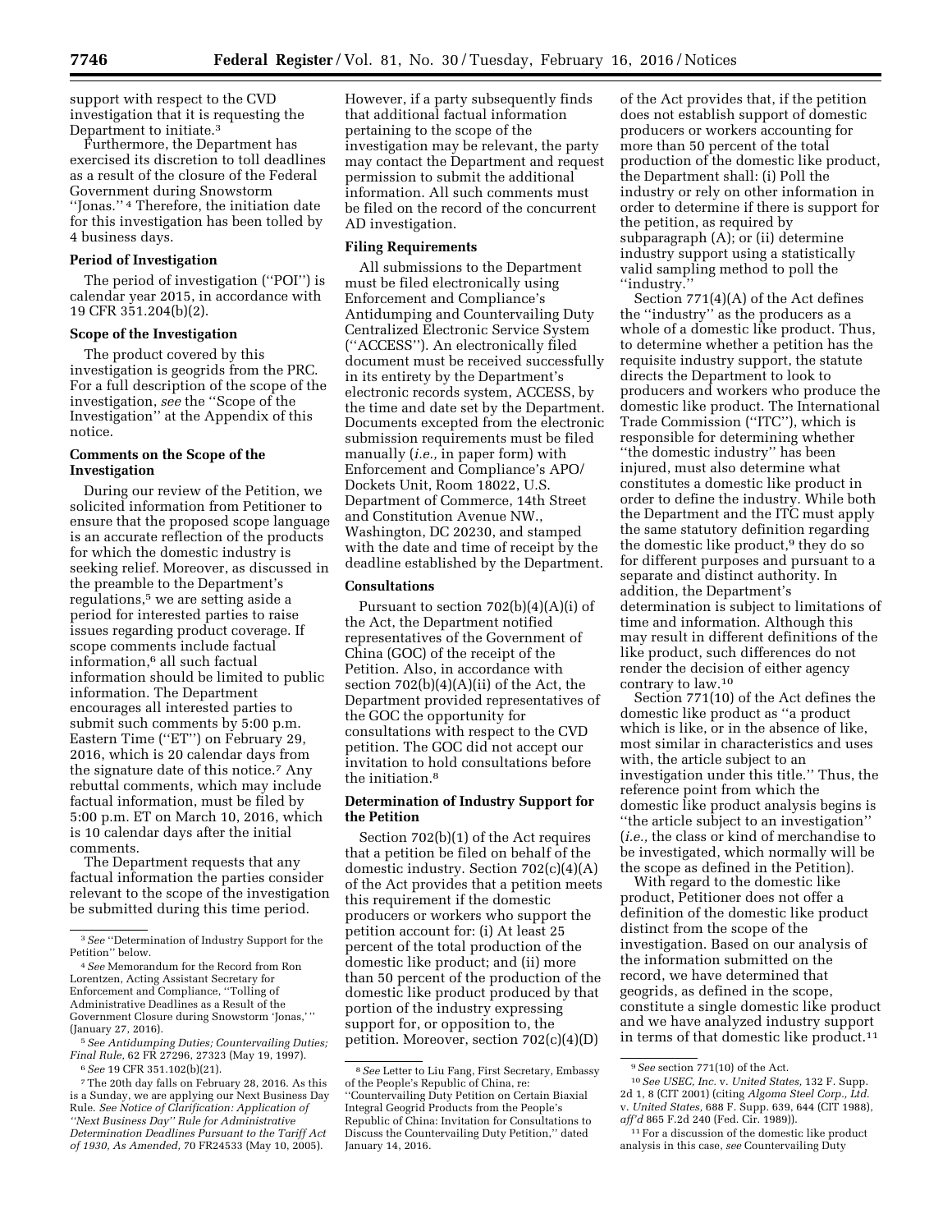support with respect to the CVD investigation that it is requesting the Department to initiate.[3]

Furthermore, the Department has exercised its discretion to toll deadlines as a result of the closure of the Federal Government during Snowstorm "Jonas."[4] Therefore, the initiation date for this investigation has been tolled by 4 business days.

**Period of Investigation**

The period of investigation ("POI") is calendar year 2015, in accordance with 19 CFR 351.204(b)(2).

**Scope of the Investigation**

The product covered by this investigation is geogrids from the PRC. For a full description of the scope of the investigation, *see* the "Scope of the Investigation" at the Appendix of this notice.

**Comments on the Scope of the Investigation**

During our review of the Petition, we solicited information from Petitioner to ensure that the proposed scope language is an accurate reflection of the products for which the domestic industry is seeking relief. Moreover, as discussed in the preamble to the Department's regulations,[5] we are setting aside a period for interested parties to raise issues regarding product coverage. If scope comments include factual information,[6] all such factual information should be limited to public information. The Department encourages all interested parties to submit such comments by 5:00 p.m. Eastern Time ("ET") on February 29, 2016, which is 20 calendar days from the signature date of this notice.[7] Any rebuttal comments, which may include factual information, must be filed by 5:00 p.m. ET on March 10, 2016, which is 10 calendar days after the initial comments.

The Department requests that any factual information the parties consider relevant to the scope of the investigation be submitted during this time period. However, if a party subsequently finds that additional factual information pertaining to the scope of the investigation may be relevant, the party may contact the Department and request permission to submit the additional information. All such comments must be filed on the record of the concurrent AD investigation.

**Filing Requirements**

All submissions to the Department must be filed electronically using Enforcement and Compliance's Antidumping and Countervailing Duty Centralized Electronic Service System ("ACCESS"). An electronically filed document must be received successfully in its entirety by the Department's electronic records system, ACCESS, by the time and date set by the Department. Documents excepted from the electronic submission requirements must be filed manually (*i.e.,* in paper form) with Enforcement and Compliance's APO/Dockets Unit, Room 18022, U.S. Department of Commerce, 14th Street and Constitution Avenue NW., Washington, DC 20230, and stamped with the date and time of receipt by the deadline established by the Department.

**Consultations**

Pursuant to section 702(b)(4)(A)(i) of the Act, the Department notified representatives of the Government of China (GOC) of the receipt of the Petition. Also, in accordance with section 702(b)(4)(A)(ii) of the Act, the Department provided representatives of the GOC the opportunity for consultations with respect to the CVD petition. The GOC did not accept our invitation to hold consultations before the initiation.[8]

**Determination of Industry Support for the Petition**

Section 702(b)(1) of the Act requires that a petition be filed on behalf of the domestic industry. Section 702(c)(4)(A) of the Act provides that a petition meets this requirement if the domestic producers or workers who support the petition account for: (i) At least 25 percent of the total production of the domestic like product; and (ii) more than 50 percent of the production of the domestic like product produced by that portion of the industry expressing support for, or opposition to, the petition. Moreover, section 702(c)(4)(D) of the Act provides that, if the petition does not establish support of domestic producers or workers accounting for more than 50 percent of the total production of the domestic like product, the Department shall: (i) Poll the industry or rely on other information in order to determine if there is support for the petition, as required by subparagraph (A); or (ii) determine industry support using a statistically valid sampling method to poll the "industry."

Section 771(4)(A) of the Act defines the "industry" as the producers as a whole of a domestic like product. Thus, to determine whether a petition has the requisite industry support, the statute directs the Department to look to producers and workers who produce the domestic like product. The International Trade Commission ("ITC"), which is responsible for determining whether "the domestic industry" has been injured, must also determine what constitutes a domestic like product in order to define the industry. While both the Department and the ITC must apply the same statutory definition regarding the domestic like product,[9] they do so for different purposes and pursuant to a separate and distinct authority. In addition, the Department's determination is subject to limitations of time and information. Although this may result in different definitions of the like product, such differences do not render the decision of either agency contrary to law.[10]

Section 771(10) of the Act defines the domestic like product as "a product which is like, or in the absence of like, most similar in characteristics and uses with, the article subject to an investigation under this title." Thus, the reference point from which the domestic like product analysis begins is "the article subject to an investigation" (*i.e.,* the class or kind of merchandise to be investigated, which normally will be the scope as defined in the Petition).

With regard to the domestic like product, Petitioner does not offer a definition of the domestic like product distinct from the scope of the investigation. Based on our analysis of the information submitted on the record, we have determined that geogrids, as defined in the scope, constitute a single domestic like product and we have analyzed industry support in terms of that domestic like product.[11]

---

[3] *See* "Determination of Industry Support for the Petition" below.

[4] *See* Memorandum for the Record from Ron Lorentzen, Acting Assistant Secretary for Enforcement and Compliance, "Tolling of Administrative Deadlines as a Result of the Government Closure during Snowstorm 'Jonas,'" (January 27, 2016).

[5] *See Antidumping Duties; Countervailing Duties; Final Rule,* 62 FR 27296, 27323 (May 19, 1997).

[6] *See* 19 CFR 351.102(b)(21).

[7] The 20th day falls on February 28, 2016. As this is a Sunday, we are applying our Next Business Day Rule. *See Notice of Clarification: Application of "Next Business Day" Rule for Administrative Determination Deadlines Pursuant to the Tariff Act of 1930, As Amended,* 70 FR24533 (May 10, 2005).

[8] *See* Letter to Liu Fang, First Secretary, Embassy of the People's Republic of China, re: "Countervailing Duty Petition on Certain Biaxial Integral Geogrid Products from the People's Republic of China: Invitation for Consultations to Discuss the Countervailing Duty Petition," dated January 14, 2016.

[9] *See* section 771(10) of the Act.

[10] *See USEC, Inc.* v. *United States,* 132 F. Supp. 2d 1, 8 (CIT 2001) (citing *Algoma Steel Corp., Ltd.* v. *United States,* 688 F. Supp. 639, 644 (CIT 1988), *aff'd* 865 F.2d 240 (Fed. Cir. 1989)).

[11] For a discussion of the domestic like product analysis in this case, *see* Countervailing Duty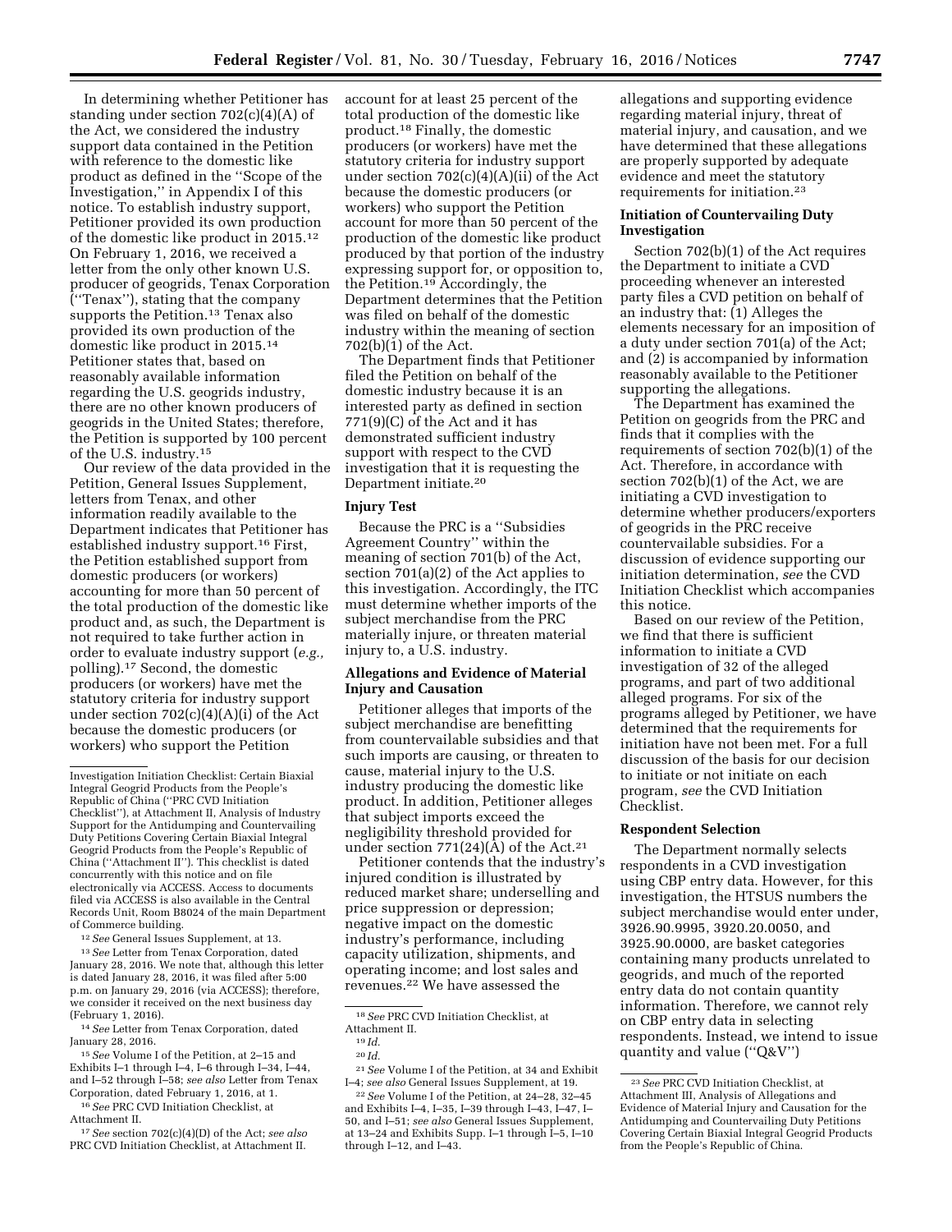In determining whether Petitioner has standing under section 702(c)(4)(A) of the Act, we considered the industry support data contained in the Petition with reference to the domestic like product as defined in the ''Scope of the Investigation,'' in Appendix I of this notice. To establish industry support, Petitioner provided its own production of the domestic like product in 2015.[12] On February 1, 2016, we received a letter from the only other known U.S. producer of geogrids, Tenax Corporation (''Tenax''), stating that the company supports the Petition.[13] Tenax also provided its own production of the domestic like product in 2015.[14] Petitioner states that, based on reasonably available information regarding the U.S. geogrids industry, there are no other known producers of geogrids in the United States; therefore, the Petition is supported by 100 percent of the U.S. industry.[15]

Our review of the data provided in the Petition, General Issues Supplement, letters from Tenax, and other information readily available to the Department indicates that Petitioner has established industry support.[16] First, the Petition established support from domestic producers (or workers) accounting for more than 50 percent of the total production of the domestic like product and, as such, the Department is not required to take further action in order to evaluate industry support (*e.g.,* polling).[17] Second, the domestic producers (or workers) have met the statutory criteria for industry support under section 702(c)(4)(A)(i) of the Act because the domestic producers (or workers) who support the Petition account for at least 25 percent of the total production of the domestic like product.[18] Finally, the domestic producers (or workers) have met the statutory criteria for industry support under section 702(c)(4)(A)(ii) of the Act because the domestic producers (or workers) who support the Petition account for more than 50 percent of the production of the domestic like product produced by that portion of the industry expressing support for, or opposition to, the Petition.[19] Accordingly, the Department determines that the Petition was filed on behalf of the domestic industry within the meaning of section 702(b)(1) of the Act.

The Department finds that Petitioner filed the Petition on behalf of the domestic industry because it is an interested party as defined in section 771(9)(C) of the Act and it has demonstrated sufficient industry support with respect to the CVD investigation that it is requesting the Department initiate.[20]

## Injury Test

Because the PRC is a ''Subsidies Agreement Country'' within the meaning of section 701(b) of the Act, section 701(a)(2) of the Act applies to this investigation. Accordingly, the ITC must determine whether imports of the subject merchandise from the PRC materially injure, or threaten material injury to, a U.S. industry.

## Allegations and Evidence of Material Injury and Causation

Petitioner alleges that imports of the subject merchandise are benefitting from countervailable subsidies and that such imports are causing, or threaten to cause, material injury to the U.S. industry producing the domestic like product. In addition, Petitioner alleges that subject imports exceed the negligibility threshold provided for under section 771(24)(A) of the Act.[21]

Petitioner contends that the industry's injured condition is illustrated by reduced market share; underselling and price suppression or depression; negative impact on the domestic industry's performance, including capacity utilization, shipments, and operating income; and lost sales and revenues.[22] We have assessed the allegations and supporting evidence regarding material injury, threat of material injury, and causation, and we have determined that these allegations are properly supported by adequate evidence and meet the statutory requirements for initiation.[23]

## Initiation of Countervailing Duty Investigation

Section 702(b)(1) of the Act requires the Department to initiate a CVD proceeding whenever an interested party files a CVD petition on behalf of an industry that: (1) Alleges the elements necessary for an imposition of a duty under section 701(a) of the Act; and (2) is accompanied by information reasonably available to the Petitioner supporting the allegations.

The Department has examined the Petition on geogrids from the PRC and finds that it complies with the requirements of section 702(b)(1) of the Act. Therefore, in accordance with section 702(b)(1) of the Act, we are initiating a CVD investigation to determine whether producers/exporters of geogrids in the PRC receive countervailable subsidies. For a discussion of evidence supporting our initiation determination, *see* the CVD Initiation Checklist which accompanies this notice.

Based on our review of the Petition, we find that there is sufficient information to initiate a CVD investigation of 32 of the alleged programs, and part of two additional alleged programs. For six of the programs alleged by Petitioner, we have determined that the requirements for initiation have not been met. For a full discussion of the basis for our decision to initiate or not initiate on each program, *see* the CVD Initiation Checklist.

## Respondent Selection

The Department normally selects respondents in a CVD investigation using CBP entry data. However, for this investigation, the HTSUS numbers the subject merchandise would enter under, 3926.90.9995, 3920.20.0050, and 3925.90.0000, are basket categories containing many products unrelated to geogrids, and much of the reported entry data do not contain quantity information. Therefore, we cannot rely on CBP entry data in selecting respondents. Instead, we intend to issue quantity and value (''Q&V'')

---

Investigation Initiation Checklist: Certain Biaxial Integral Geogrid Products from the People's Republic of China (''PRC CVD Initiation Checklist''), at Attachment II, Analysis of Industry Support for the Antidumping and Countervailing Duty Petitions Covering Certain Biaxial Integral Geogrid Products from the People's Republic of China (''Attachment II''). This checklist is dated concurrently with this notice and on file electronically via ACCESS. Access to documents filed via ACCESS is also available in the Central Records Unit, Room B8024 of the main Department of Commerce building.

[12] *See* General Issues Supplement, at 13.

[13] *See* Letter from Tenax Corporation, dated January 28, 2016. We note that, although this letter is dated January 28, 2016, it was filed after 5:00 p.m. on January 29, 2016 (via ACCESS); therefore, we consider it received on the next business day (February 1, 2016).

[14] *See* Letter from Tenax Corporation, dated January 28, 2016.

[15] *See* Volume I of the Petition, at 2–15 and Exhibits I–1 through I–4, I–6 through I–34, I–44, and I–52 through I–58; *see also* Letter from Tenax Corporation, dated February 1, 2016, at 1.

[16] *See* PRC CVD Initiation Checklist, at Attachment II.

[17] *See* section 702(c)(4)(D) of the Act; *see also* PRC CVD Initiation Checklist, at Attachment II.

[18] *See* PRC CVD Initiation Checklist, at Attachment II.

[19] *Id.*

[20] *Id.*

[21] *See* Volume I of the Petition, at 34 and Exhibit I–4; *see also* General Issues Supplement, at 19.

[22] *See* Volume I of the Petition, at 24–28, 32–45 and Exhibits I–4, I–35, I–39 through I–43, I–47, I–50, and I–51; *see also* General Issues Supplement, at 13–24 and Exhibits Supp. I–1 through I–5, I–10 through I–12, and I–43.

[23] *See* PRC CVD Initiation Checklist, at Attachment III, Analysis of Allegations and Evidence of Material Injury and Causation for the Antidumping and Countervailing Duty Petitions Covering Certain Biaxial Integral Geogrid Products from the People's Republic of China.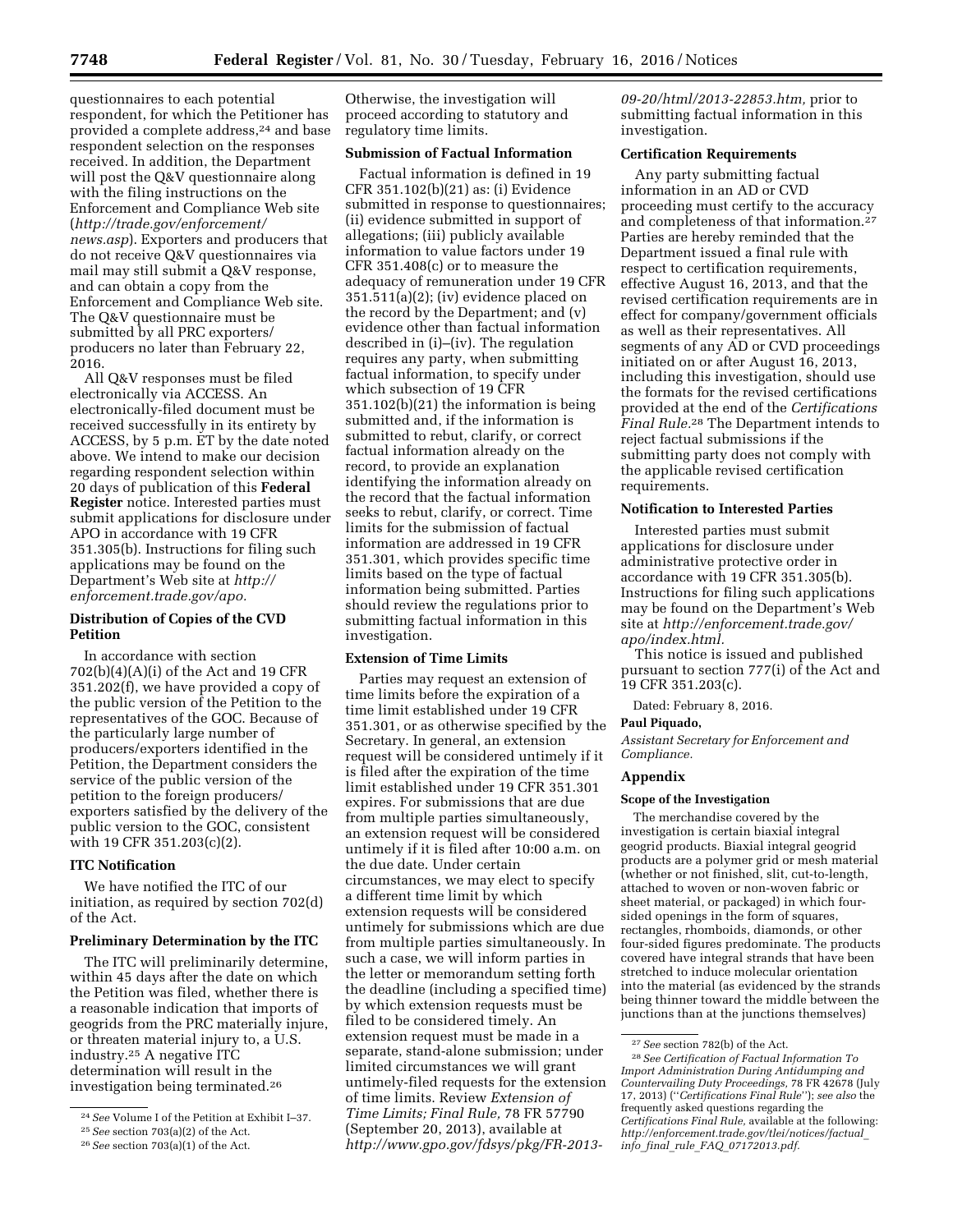questionnaires to each potential respondent, for which the Petitioner has provided a complete address,[24] and base respondent selection on the responses received. In addition, the Department will post the Q&V questionnaire along with the filing instructions on the Enforcement and Compliance Web site (*http://trade.gov/enforcement/news.asp*). Exporters and producers that do not receive Q&V questionnaires via mail may still submit a Q&V response, and can obtain a copy from the Enforcement and Compliance Web site. The Q&V questionnaire must be submitted by all PRC exporters/producers no later than February 22, 2016.

All Q&V responses must be filed electronically via ACCESS. An electronically-filed document must be received successfully in its entirety by ACCESS, by 5 p.m. ET by the date noted above. We intend to make our decision regarding respondent selection within 20 days of publication of this **Federal Register** notice. Interested parties must submit applications for disclosure under APO in accordance with 19 CFR 351.305(b). Instructions for filing such applications may be found on the Department's Web site at *http://enforcement.trade.gov/apo.*

### Distribution of Copies of the CVD Petition

In accordance with section 702(b)(4)(A)(i) of the Act and 19 CFR 351.202(f), we have provided a copy of the public version of the Petition to the representatives of the GOC. Because of the particularly large number of producers/exporters identified in the Petition, the Department considers the service of the public version of the petition to the foreign producers/exporters satisfied by the delivery of the public version to the GOC, consistent with 19 CFR 351.203(c)(2).

### ITC Notification

We have notified the ITC of our initiation, as required by section 702(d) of the Act.

### Preliminary Determination by the ITC

The ITC will preliminarily determine, within 45 days after the date on which the Petition was filed, whether there is a reasonable indication that imports of geogrids from the PRC materially injure, or threaten material injury to, a U.S. industry.[25] A negative ITC determination will result in the investigation being terminated.[26] Otherwise, the investigation will proceed according to statutory and regulatory time limits.

### Submission of Factual Information

Factual information is defined in 19 CFR 351.102(b)(21) as: (i) Evidence submitted in response to questionnaires; (ii) evidence submitted in support of allegations; (iii) publicly available information to value factors under 19 CFR 351.408(c) or to measure the adequacy of remuneration under 19 CFR 351.511(a)(2); (iv) evidence placed on the record by the Department; and (v) evidence other than factual information described in (i)–(iv). The regulation requires any party, when submitting factual information, to specify under which subsection of 19 CFR 351.102(b)(21) the information is being submitted and, if the information is submitted to rebut, clarify, or correct factual information already on the record, to provide an explanation identifying the information already on the record that the factual information seeks to rebut, clarify, or correct. Time limits for the submission of factual information are addressed in 19 CFR 351.301, which provides specific time limits based on the type of factual information being submitted. Parties should review the regulations prior to submitting factual information in this investigation.

### Extension of Time Limits

Parties may request an extension of time limits before the expiration of a time limit established under 19 CFR 351.301, or as otherwise specified by the Secretary. In general, an extension request will be considered untimely if it is filed after the expiration of the time limit established under 19 CFR 351.301 expires. For submissions that are due from multiple parties simultaneously, an extension request will be considered untimely if it is filed after 10:00 a.m. on the due date. Under certain circumstances, we may elect to specify a different time limit by which extension requests will be considered untimely for submissions which are due from multiple parties simultaneously. In such a case, we will inform parties in the letter or memorandum setting forth the deadline (including a specified time) by which extension requests must be filed to be considered timely. An extension request must be made in a separate, stand-alone submission; under limited circumstances we will grant untimely-filed requests for the extension of time limits. Review *Extension of Time Limits; Final Rule,* 78 FR 57790 (September 20, 2013), available at *http://www.gpo.gov/fdsys/pkg/FR-2013-09-20/html/2013-22853.htm,* prior to submitting factual information in this investigation.

### Certification Requirements

Any party submitting factual information in an AD or CVD proceeding must certify to the accuracy and completeness of that information.[27] Parties are hereby reminded that the Department issued a final rule with respect to certification requirements, effective August 16, 2013, and that the revised certification requirements are in effect for company/government officials as well as their representatives. All segments of any AD or CVD proceedings initiated on or after August 16, 2013, including this investigation, should use the formats for the revised certifications provided at the end of the *Certifications Final Rule.*[28] The Department intends to reject factual submissions if the submitting party does not comply with the applicable revised certification requirements.

### Notification to Interested Parties

Interested parties must submit applications for disclosure under administrative protective order in accordance with 19 CFR 351.305(b). Instructions for filing such applications may be found on the Department's Web site at *http://enforcement.trade.gov/apo/index.html.*

This notice is issued and published pursuant to section 777(i) of the Act and 19 CFR 351.203(c).

Dated: February 8, 2016.

**Paul Piquado,**

*Assistant Secretary for Enforcement and Compliance.*

## Appendix

### Scope of the Investigation

The merchandise covered by the investigation is certain biaxial integral geogrid products. Biaxial integral geogrid products are a polymer grid or mesh material (whether or not finished, slit, cut-to-length, attached to woven or non-woven fabric or sheet material, or packaged) in which four-sided openings in the form of squares, rectangles, rhomboids, diamonds, or other four-sided figures predominate. The products covered have integral strands that have been stretched to induce molecular orientation into the material (as evidenced by the strands being thinner toward the middle between the junctions than at the junctions themselves)

---

[24] *See* Volume I of the Petition at Exhibit I–37.

[25] *See* section 703(a)(2) of the Act.

[26] *See* section 703(a)(1) of the Act.

[27] *See* section 782(b) of the Act.

[28] *See Certification of Factual Information To Import Administration During Antidumping and Countervailing Duty Proceedings,* 78 FR 42678 (July 17, 2013) (''*Certifications Final Rule*''); *see also* the frequently asked questions regarding the *Certifications Final Rule,* available at the following: *http://enforcement.trade.gov/tlei/notices/factual_info_final_rule_FAQ_07172013.pdf.*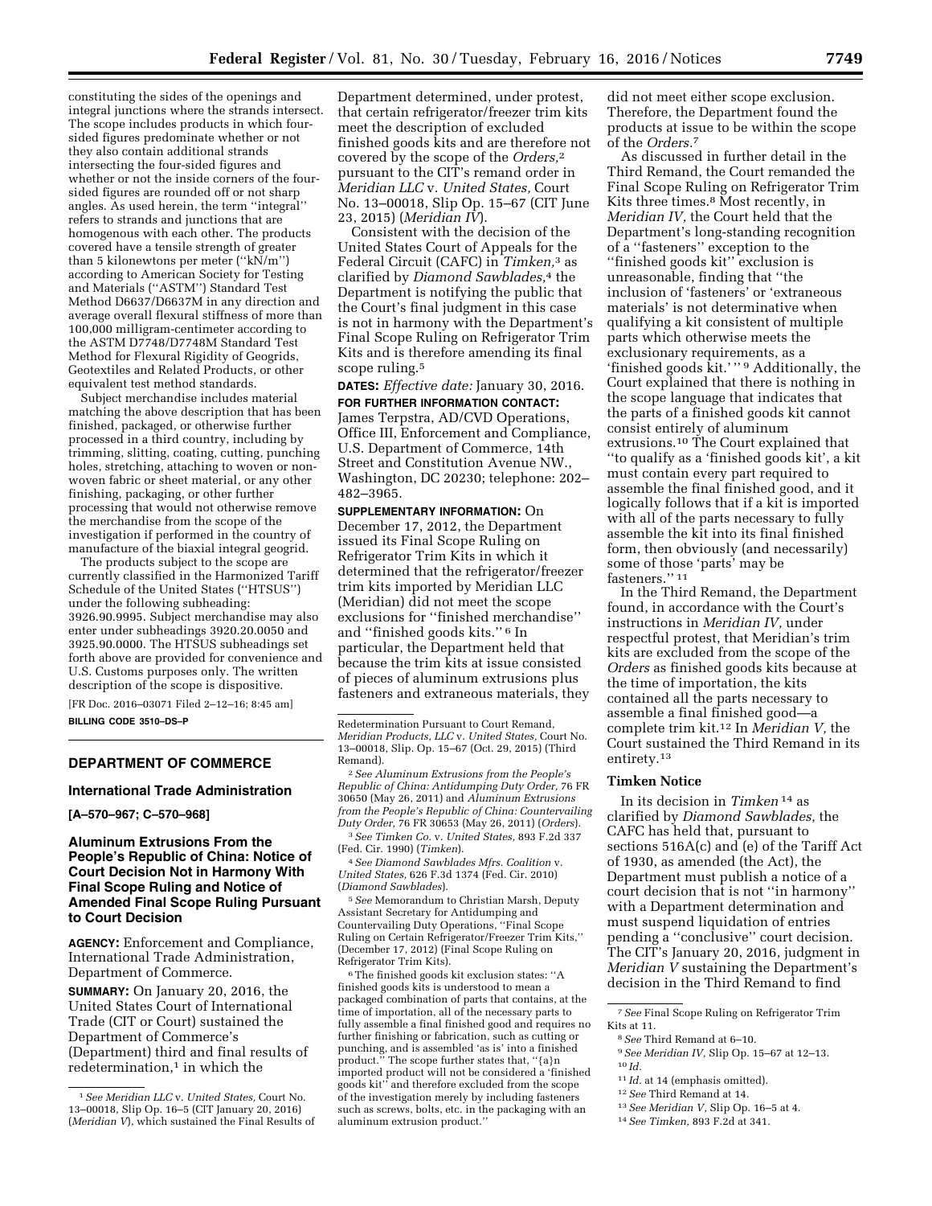constituting the sides of the openings and integral junctions where the strands intersect. The scope includes products in which four-sided figures predominate whether or not they also contain additional strands intersecting the four-sided figures and whether or not the inside corners of the four-sided figures are rounded off or not sharp angles. As used herein, the term ''integral'' refers to strands and junctions that are homogenous with each other. The products covered have a tensile strength of greater than 5 kilonewtons per meter (''kN/m'') according to American Society for Testing and Materials (''ASTM'') Standard Test Method D6637/D6637M in any direction and average overall flexural stiffness of more than 100,000 milligram-centimeter according to the ASTM D7748/D7748M Standard Test Method for Flexural Rigidity of Geogrids, Geotextiles and Related Products, or other equivalent test method standards.

Subject merchandise includes material matching the above description that has been finished, packaged, or otherwise further processed in a third country, including by trimming, slitting, coating, cutting, punching holes, stretching, attaching to woven or non-woven fabric or sheet material, or any other finishing, packaging, or other further processing that would not otherwise remove the merchandise from the scope of the investigation if performed in the country of manufacture of the biaxial integral geogrid.

The products subject to the scope are currently classified in the Harmonized Tariff Schedule of the United States (''HTSUS'') under the following subheading: 3926.90.9995. Subject merchandise may also enter under subheadings 3920.20.0050 and 3925.90.0000. The HTSUS subheadings set forth above are provided for convenience and U.S. Customs purposes only. The written description of the scope is dispositive.

[FR Doc. 2016–03071 Filed 2–12–16; 8:45 am]

**BILLING CODE 3510–DS–P**

## DEPARTMENT OF COMMERCE

### International Trade Administration

**[A–570–967; C–570–968]**

### Aluminum Extrusions From the People's Republic of China: Notice of Court Decision Not in Harmony With Final Scope Ruling and Notice of Amended Final Scope Ruling Pursuant to Court Decision

**AGENCY:** Enforcement and Compliance, International Trade Administration, Department of Commerce.

**SUMMARY:** On January 20, 2016, the United States Court of International Trade (CIT or Court) sustained the Department of Commerce's (Department) third and final results of redetermination,[1] in which the Department determined, under protest, that certain refrigerator/freezer trim kits meet the description of excluded finished goods kits and are therefore not covered by the scope of the *Orders*,[2] pursuant to the CIT's remand order in *Meridian LLC* v. *United States,* Court No. 13–00018, Slip Op. 15–67 (CIT June 23, 2015) (*Meridian IV*).

Consistent with the decision of the United States Court of Appeals for the Federal Circuit (CAFC) in *Timken*,[3] as clarified by *Diamond Sawblades*,[4] the Department is notifying the public that the Court's final judgment in this case is not in harmony with the Department's Final Scope Ruling on Refrigerator Trim Kits and is therefore amending its final scope ruling.[5]

**DATES:** *Effective date:* January 30, 2016.

**FOR FURTHER INFORMATION CONTACT:** James Terpstra, AD/CVD Operations, Office III, Enforcement and Compliance, U.S. Department of Commerce, 14th Street and Constitution Avenue NW., Washington, DC 20230; telephone: 202–482–3965.

**SUPPLEMENTARY INFORMATION:** On December 17, 2012, the Department issued its Final Scope Ruling on Refrigerator Trim Kits in which it determined that the refrigerator/freezer trim kits imported by Meridian LLC (Meridian) did not meet the scope exclusions for ''finished merchandise'' and ''finished goods kits.'' [6] In particular, the Department held that because the trim kits at issue consisted of pieces of aluminum extrusions plus fasteners and extraneous materials, they did not meet either scope exclusion. Therefore, the Department found the products at issue to be within the scope of the *Orders*.[7]

As discussed in further detail in the Third Remand, the Court remanded the Final Scope Ruling on Refrigerator Trim Kits three times.[8] Most recently, in *Meridian IV,* the Court held that the Department's long-standing recognition of a ''fasteners'' exception to the ''finished goods kit'' exclusion is unreasonable, finding that ''the inclusion of 'fasteners' or 'extraneous materials' is not determinative when qualifying a kit consistent of multiple parts which otherwise meets the exclusionary requirements, as a 'finished goods kit.' '' [9] Additionally, the Court explained that there is nothing in the scope language that indicates that the parts of a finished goods kit cannot consist entirely of aluminum extrusions.[10] The Court explained that ''to qualify as a 'finished goods kit', a kit must contain every part required to assemble the final finished good, and it logically follows that if a kit is imported with all of the parts necessary to fully assemble the kit into its final finished form, then obviously (and necessarily) some of those 'parts' may be fasteners.'' [11]

In the Third Remand, the Department found, in accordance with the Court's instructions in *Meridian IV,* under respectful protest, that Meridian's trim kits are excluded from the scope of the *Orders* as finished goods kits because at the time of importation, the kits contained all the parts necessary to assemble a final finished good—a complete trim kit.[12] In *Meridian V,* the Court sustained the Third Remand in its entirety.[13]

#### Timken Notice

In its decision in *Timken* [14] as clarified by *Diamond Sawblades,* the CAFC has held that, pursuant to sections 516A(c) and (e) of the Tariff Act of 1930, as amended (the Act), the Department must publish a notice of a court decision that is not ''in harmony'' with a Department determination and must suspend liquidation of entries pending a ''conclusive'' court decision. The CIT's January 20, 2016, judgment in *Meridian V* sustaining the Department's decision in the Third Remand to find

---

[1] *See Meridian LLC* v. *United States,* Court No. 13–00018, Slip Op. 16–5 (CIT January 20, 2016) (*Meridian V*), which sustained the Final Results of Redetermination Pursuant to Court Remand, *Meridian Products, LLC* v. *United States,* Court No. 13–00018, Slip Op. 15–67 (Oct. 29, 2015) (Third Remand).

[2] *See Aluminum Extrusions from the People's Republic of China: Antidumping Duty Order,* 76 FR 30650 (May 26, 2011) and *Aluminum Extrusions from the People's Republic of China: Countervailing Duty Order,* 76 FR 30653 (May 26, 2011) (*Orders*).

[3] *See Timken Co.* v. *United States,* 893 F.2d 337 (Fed. Cir. 1990) (*Timken*).

[4] *See Diamond Sawblades Mfrs. Coalition* v. *United States,* 626 F.3d 1374 (Fed. Cir. 2010) (*Diamond Sawblades*).

[5] *See* Memorandum to Christian Marsh, Deputy Assistant Secretary for Antidumping and Countervailing Duty Operations, ''Final Scope Ruling on Certain Refrigerator/Freezer Trim Kits,'' (December 17, 2012) (Final Scope Ruling on Refrigerator Trim Kits).

[6] The finished goods kit exclusion states: ''A finished goods kits is understood to mean a packaged combination of parts that contains, at the time of importation, all of the necessary parts to fully assemble a final finished good and requires no further finishing or fabrication, such as cutting or punching, and is assembled 'as is' into a finished product.'' The scope further states that, ''{a}n imported product will not be considered a 'finished goods kit'' and therefore excluded from the scope of the investigation merely by including fasteners such as screws, bolts, etc. in the packaging with an aluminum extrusion product.''

[7] *See* Final Scope Ruling on Refrigerator Trim Kits at 11.

[8] *See* Third Remand at 6–10.

[9] *See Meridian IV,* Slip Op. 15–67 at 12–13.

[10] *Id.*

[11] *Id.* at 14 (emphasis omitted).

[12] *See* Third Remand at 14.

[13] *See Meridian V,* Slip Op. 16–5 at 4.

[14] *See Timken,* 893 F.2d at 341.